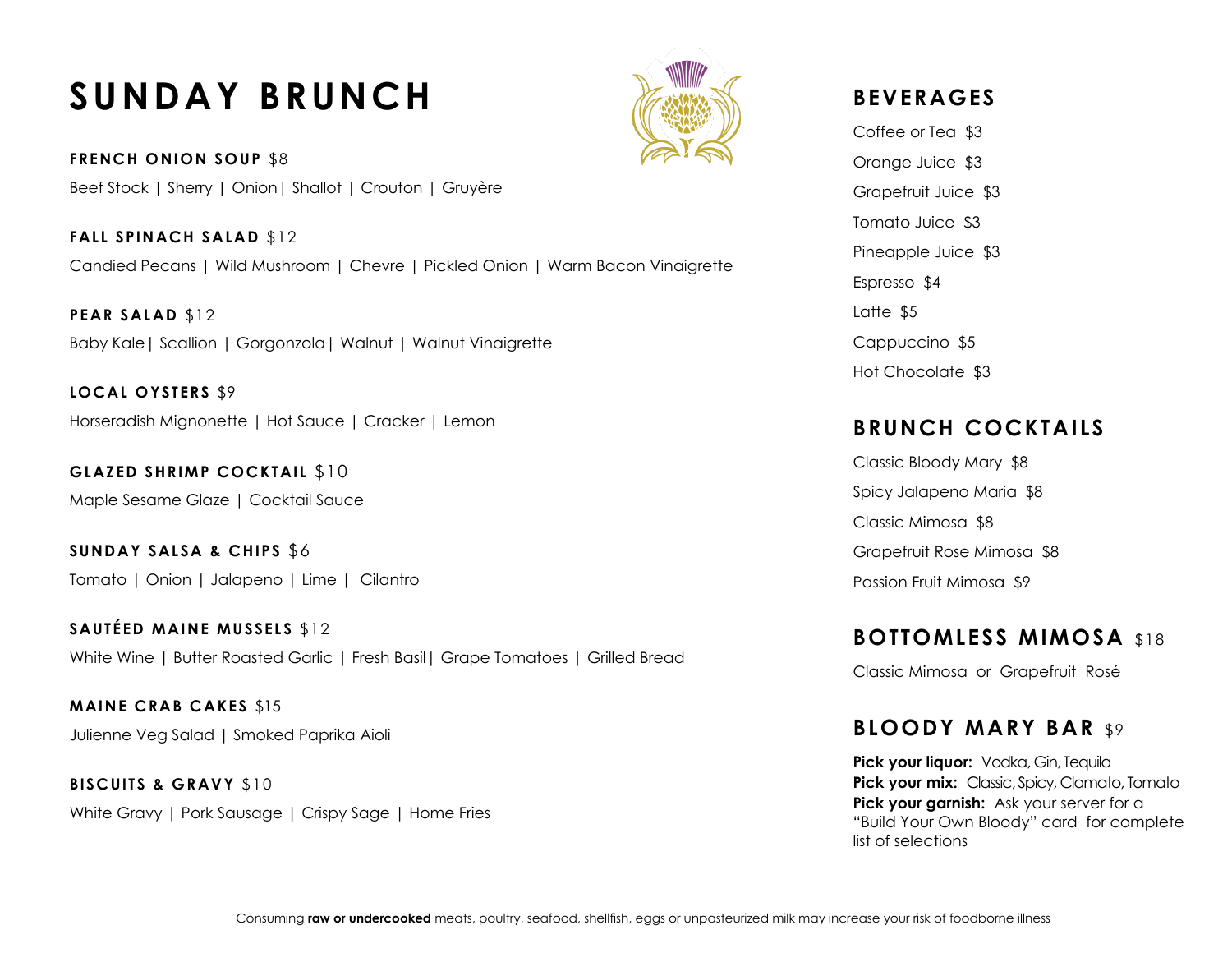# SUNDAY BRUNCH

**FRENCH ONION SOUP** $8

Beef Stock | Sherry | Onion | Shallot | Crouton | Gruyère

**FALL SPINACH SALAD** $12

Candied Pecans | Wild Mushroom | Chevre | Pickled Onion | Warm Bacon Vinaigrette

**PEAR SALAD** $12

Baby Kale | Scallion | Gorgonzola | Walnut | Walnut Vinaigrette

**LOCAL OYSTERS** $9

Horseradish Mignonette | Hot Sauce | Cracker | Lemon

**GLAZED SHRIMP COCKTAIL** $10

Maple Sesame Glaze | Cocktail Sauce

**SUNDAY SALSA & CHIPS** $6

Tomato | Onion | Jalapeno | Lime | Cilantro

**SAUTÉED MAINE MUSSELS** $12

White Wine | Butter Roasted Garlic | Fresh Basil | Grape Tomatoes | Grilled Bread

**MAINE CRAB CAKES** $15

Julienne Veg Salad | Smoked Paprika Aioli

**BISCUITS & GRAVY** $10

White Gravy | Pork Sausage | Crispy Sage | Home Fries

## BEVERAGES

Coffee or Tea $3

Orange Juice $3

Grapefruit Juice $3

Tomato Juice $3

Pineapple Juice $3

Espresso $4

Latte $5

Cappuccino $5

Hot Chocolate $3

## BRUNCH COCKTAILS

Classic Bloody Mary $8

Spicy Jalapeno Maria $8

Classic Mimosa $8

Grapefruit Rose Mimosa $8

Passion Fruit Mimosa $9

## BOTTOMLESS MIMOSA $18

Classic Mimosa or Grapefruit Rosé

## BLOODY MARY BAR $9

**Pick your liquor:** Vodka, Gin, Tequila
**Pick your mix:** Classic, Spicy, Clamato, Tomato
**Pick your garnish:** Ask your server for a "Build Your Own Bloody" card for complete list of selections

Consuming **raw or undercooked** meats, poultry, seafood, shellfish, eggs or unpasteurized milk may increase your risk of foodborne illness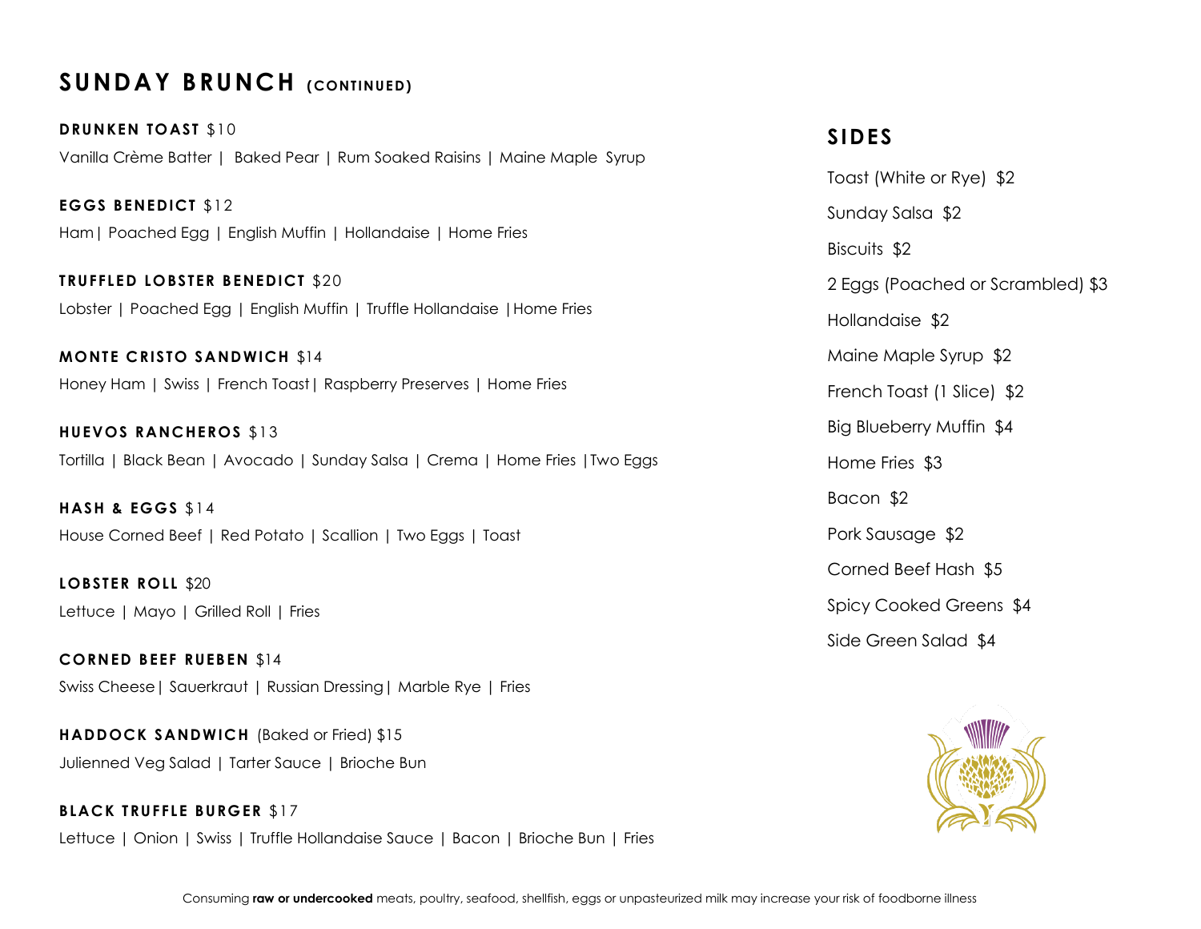# SUNDAY BRUNCH (CONTINUED)

**DRUNKEN TOAST** $10

Vanilla Crème Batter | Baked Pear | Rum Soaked Raisins | Maine Maple Syrup

**EGGS BENEDICT** $12

Ham | Poached Egg | English Muffin | Hollandaise | Home Fries

**TRUFFLED LOBSTER BENEDICT** $20

Lobster | Poached Egg | English Muffin | Truffle Hollandaise | Home Fries

**MONTE CRISTO SANDWICH** $14

Honey Ham | Swiss | French Toast | Raspberry Preserves | Home Fries

**HUEVOS RANCHEROS** $13

Tortilla | Black Bean | Avocado | Sunday Salsa | Crema | Home Fries | Two Eggs

**HASH & EGGS** $14

House Corned Beef | Red Potato | Scallion | Two Eggs | Toast

**LOBSTER ROLL** $20

Lettuce | Mayo | Grilled Roll | Fries

**CORNED BEEF RUEBEN** $14

Swiss Cheese | Sauerkraut | Russian Dressing | Marble Rye | Fries

**HADDOCK SANDWICH** (Baked or Fried) $15

Julienned Veg Salad | Tarter Sauce | Brioche Bun

**BLACK TRUFFLE BURGER** $17

Lettuce | Onion | Swiss | Truffle Hollandaise Sauce | Bacon | Brioche Bun | Fries

## SIDES

Toast (White or Rye) $2

Sunday Salsa $2

Biscuits $2

2 Eggs (Poached or Scrambled) $3

Hollandaise $2

Maine Maple Syrup $2

French Toast (1 Slice) $2

Big Blueberry Muffin $4

Home Fries $3

Bacon $2

Pork Sausage $2

Corned Beef Hash $5

Spicy Cooked Greens $4

Side Green Salad $4

Consuming **raw or undercooked** meats, poultry, seafood, shellfish, eggs or unpasteurized milk may increase your risk of foodborne illness